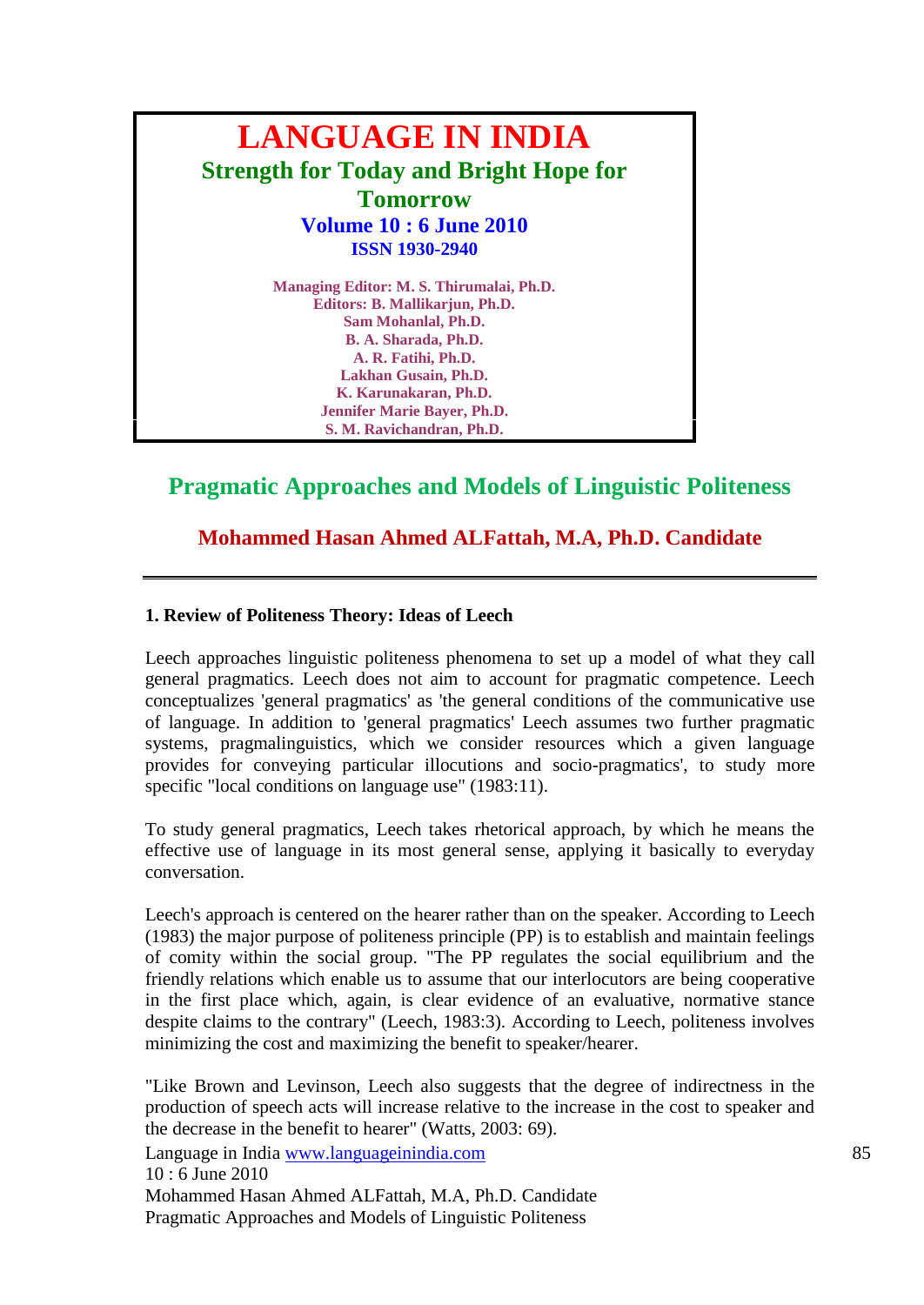# LANGUAGE IN INDIA

**Strength for Today and Bright Hope for Tomorrow**

**Volume 10 : 6 June 2010**

**ISSN 1930-2940**

**Managing Editor: M. S. Thirumalai, Ph.D.**
**Editors: B. Mallikarjun, Ph.D.**
**Sam Mohanlal, Ph.D.**
**B. A. Sharada, Ph.D.**
**A. R. Fatihi, Ph.D.**
**Lakhan Gusain, Ph.D.**
**K. Karunakaran, Ph.D.**
**Jennifer Marie Bayer, Ph.D.**
**S. M. Ravichandran, Ph.D.**

## Pragmatic Approaches and Models of Linguistic Politeness

### Mohammed Hasan Ahmed ALFattah, M.A, Ph.D. Candidate

---

#### 1. Review of Politeness Theory: Ideas of Leech

Leech approaches linguistic politeness phenomena to set up a model of what they call general pragmatics. Leech does not aim to account for pragmatic competence. Leech conceptualizes 'general pragmatics' as 'the general conditions of the communicative use of language. In addition to 'general pragmatics' Leech assumes two further pragmatic systems, pragmalinguistics, which we consider resources which a given language provides for conveying particular illocutions and socio-pragmatics', to study more specific "local conditions on language use" (1983:11).

To study general pragmatics, Leech takes rhetorical approach, by which he means the effective use of language in its most general sense, applying it basically to everyday conversation.

Leech's approach is centered on the hearer rather than on the speaker. According to Leech (1983) the major purpose of politeness principle (PP) is to establish and maintain feelings of comity within the social group. "The PP regulates the social equilibrium and the friendly relations which enable us to assume that our interlocutors are being cooperative in the first place which, again, is clear evidence of an evaluative, normative stance despite claims to the contrary" (Leech, 1983:3). According to Leech, politeness involves minimizing the cost and maximizing the benefit to speaker/hearer.

"Like Brown and Levinson, Leech also suggests that the degree of indirectness in the production of speech acts will increase relative to the increase in the cost to speaker and the decrease in the benefit to hearer" (Watts, 2003: 69).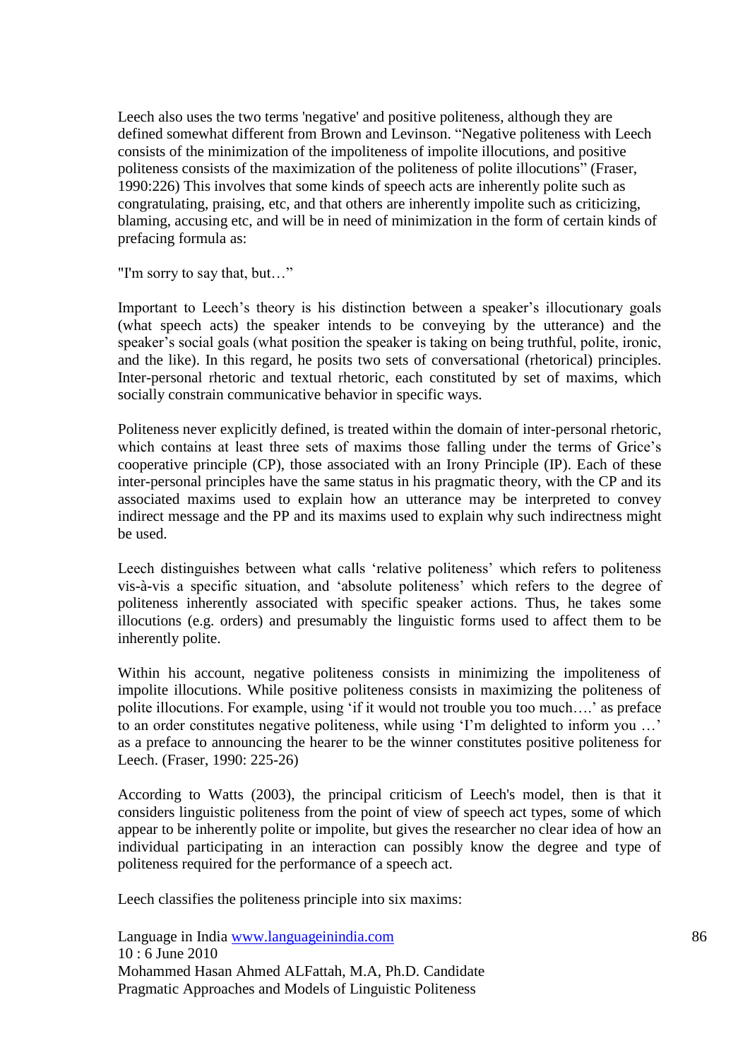Leech also uses the two terms 'negative' and positive politeness, although they are defined somewhat different from Brown and Levinson. "Negative politeness with Leech consists of the minimization of the impoliteness of impolite illocutions, and positive politeness consists of the maximization of the politeness of polite illocutions" (Fraser, 1990:226) This involves that some kinds of speech acts are inherently polite such as congratulating, praising, etc, and that others are inherently impolite such as criticizing, blaming, accusing etc, and will be in need of minimization in the form of certain kinds of prefacing formula as:

"I'm sorry to say that, but…"

Important to Leech's theory is his distinction between a speaker's illocutionary goals (what speech acts) the speaker intends to be conveying by the utterance) and the speaker's social goals (what position the speaker is taking on being truthful, polite, ironic, and the like). In this regard, he posits two sets of conversational (rhetorical) principles. Inter-personal rhetoric and textual rhetoric, each constituted by set of maxims, which socially constrain communicative behavior in specific ways.

Politeness never explicitly defined, is treated within the domain of inter-personal rhetoric, which contains at least three sets of maxims those falling under the terms of Grice's cooperative principle (CP), those associated with an Irony Principle (IP). Each of these inter-personal principles have the same status in his pragmatic theory, with the CP and its associated maxims used to explain how an utterance may be interpreted to convey indirect message and the PP and its maxims used to explain why such indirectness might be used.

Leech distinguishes between what calls 'relative politeness' which refers to politeness vis-à-vis a specific situation, and 'absolute politeness' which refers to the degree of politeness inherently associated with specific speaker actions. Thus, he takes some illocutions (e.g. orders) and presumably the linguistic forms used to affect them to be inherently polite.

Within his account, negative politeness consists in minimizing the impoliteness of impolite illocutions. While positive politeness consists in maximizing the politeness of polite illocutions. For example, using 'if it would not trouble you too much….' as preface to an order constitutes negative politeness, while using 'I'm delighted to inform you …' as a preface to announcing the hearer to be the winner constitutes positive politeness for Leech. (Fraser, 1990: 225-26)

According to Watts (2003), the principal criticism of Leech's model, then is that it considers linguistic politeness from the point of view of speech act types, some of which appear to be inherently polite or impolite, but gives the researcher no clear idea of how an individual participating in an interaction can possibly know the degree and type of politeness required for the performance of a speech act.

Leech classifies the politeness principle into six maxims: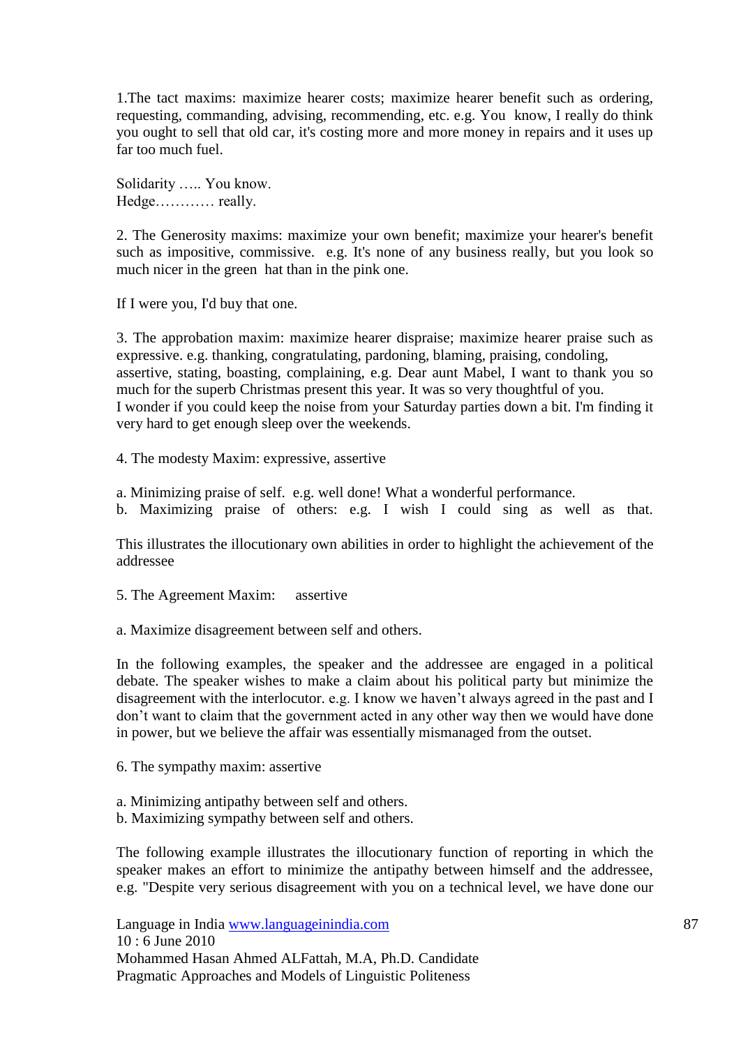1.The tact maxims: maximize hearer costs; maximize hearer benefit such as ordering, requesting, commanding, advising, recommending, etc. e.g. You know, I really do think you ought to sell that old car, it's costing more and more money in repairs and it uses up far too much fuel.

Solidarity ….. You know.
Hedge………… really.

2. The Generosity maxims: maximize your own benefit; maximize your hearer's benefit such as impositive, commissive. e.g. It's none of any business really, but you look so much nicer in the green hat than in the pink one.

If I were you, I'd buy that one.

3. The approbation maxim: maximize hearer dispraise; maximize hearer praise such as expressive. e.g. thanking, congratulating, pardoning, blaming, praising, condoling, assertive, stating, boasting, complaining, e.g. Dear aunt Mabel, I want to thank you so much for the superb Christmas present this year. It was so very thoughtful of you.
I wonder if you could keep the noise from your Saturday parties down a bit. I'm finding it very hard to get enough sleep over the weekends.

4. The modesty Maxim: expressive, assertive

a. Minimizing praise of self. e.g. well done! What a wonderful performance.
b. Maximizing praise of others: e.g. I wish I could sing as well as that.

This illustrates the illocutionary own abilities in order to highlight the achievement of the addressee

5. The Agreement Maxim: assertive

a. Maximize disagreement between self and others.

In the following examples, the speaker and the addressee are engaged in a political debate. The speaker wishes to make a claim about his political party but minimize the disagreement with the interlocutor. e.g. I know we haven't always agreed in the past and I don't want to claim that the government acted in any other way then we would have done in power, but we believe the affair was essentially mismanaged from the outset.

6. The sympathy maxim: assertive

a. Minimizing antipathy between self and others.
b. Maximizing sympathy between self and others.

The following example illustrates the illocutionary function of reporting in which the speaker makes an effort to minimize the antipathy between himself and the addressee, e.g. "Despite very serious disagreement with you on a technical level, we have done our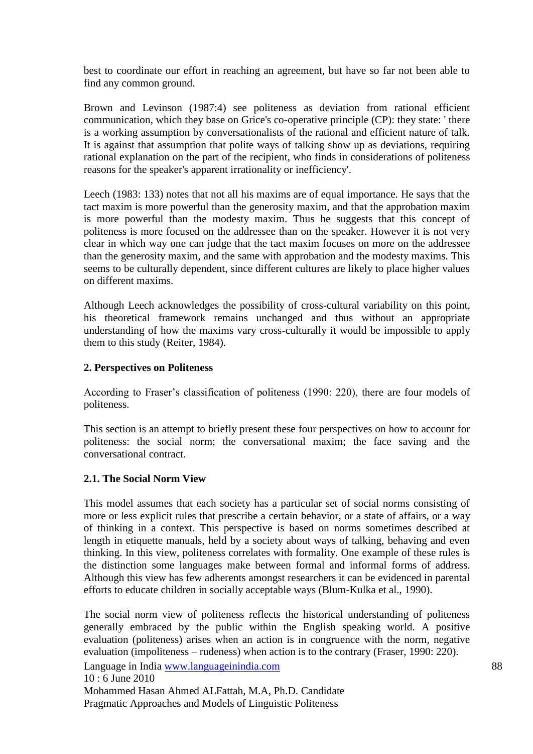best to coordinate our effort in reaching an agreement, but have so far not been able to find any common ground.

Brown and Levinson (1987:4) see politeness as deviation from rational efficient communication, which they base on Grice's co-operative principle (CP): they state: ' there is a working assumption by conversationalists of the rational and efficient nature of talk. It is against that assumption that polite ways of talking show up as deviations, requiring rational explanation on the part of the recipient, who finds in considerations of politeness reasons for the speaker's apparent irrationality or inefficiency'.

Leech (1983: 133) notes that not all his maxims are of equal importance. He says that the tact maxim is more powerful than the generosity maxim, and that the approbation maxim is more powerful than the modesty maxim. Thus he suggests that this concept of politeness is more focused on the addressee than on the speaker. However it is not very clear in which way one can judge that the tact maxim focuses on more on the addressee than the generosity maxim, and the same with approbation and the modesty maxims. This seems to be culturally dependent, since different cultures are likely to place higher values on different maxims.

Although Leech acknowledges the possibility of cross-cultural variability on this point, his theoretical framework remains unchanged and thus without an appropriate understanding of how the maxims vary cross-culturally it would be impossible to apply them to this study (Reiter, 1984).

## 2. Perspectives on Politeness

According to Fraser's classification of politeness (1990: 220), there are four models of politeness.

This section is an attempt to briefly present these four perspectives on how to account for politeness: the social norm; the conversational maxim; the face saving and the conversational contract.

### 2.1. The Social Norm View

This model assumes that each society has a particular set of social norms consisting of more or less explicit rules that prescribe a certain behavior, or a state of affairs, or a way of thinking in a context. This perspective is based on norms sometimes described at length in etiquette manuals, held by a society about ways of talking, behaving and even thinking. In this view, politeness correlates with formality. One example of these rules is the distinction some languages make between formal and informal forms of address. Although this view has few adherents amongst researchers it can be evidenced in parental efforts to educate children in socially acceptable ways (Blum-Kulka et al., 1990).

The social norm view of politeness reflects the historical understanding of politeness generally embraced by the public within the English speaking world. A positive evaluation (politeness) arises when an action is in congruence with the norm, negative evaluation (impoliteness – rudeness) when action is to the contrary (Fraser, 1990: 220).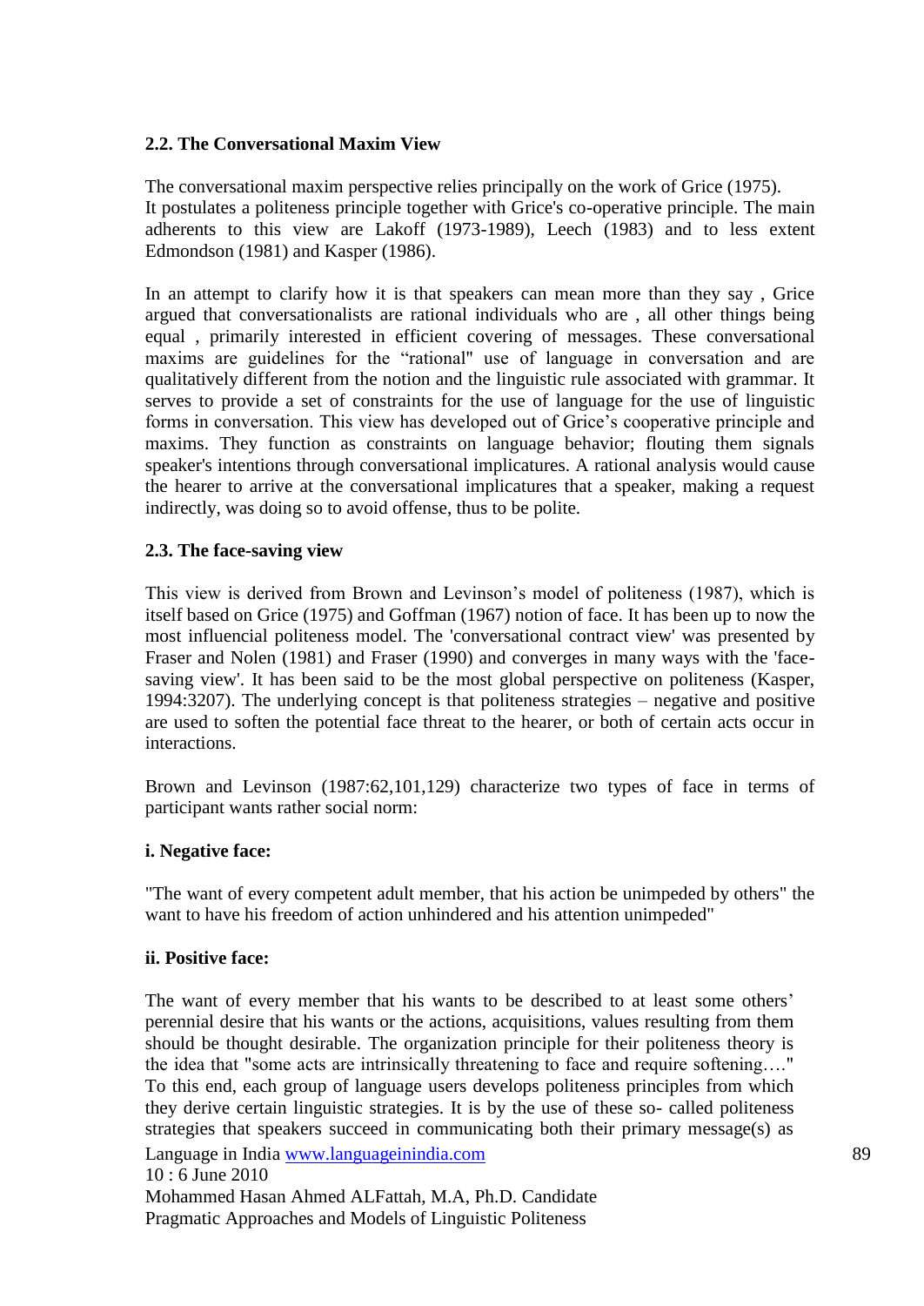**2.2. The Conversational Maxim View**

The conversational maxim perspective relies principally on the work of Grice (1975). It postulates a politeness principle together with Grice's co-operative principle. The main adherents to this view are Lakoff (1973-1989), Leech (1983) and to less extent Edmondson (1981) and Kasper (1986).

In an attempt to clarify how it is that speakers can mean more than they say , Grice argued that conversationalists are rational individuals who are , all other things being equal , primarily interested in efficient covering of messages. These conversational maxims are guidelines for the “rational" use of language in conversation and are qualitatively different from the notion and the linguistic rule associated with grammar. It serves to provide a set of constraints for the use of language for the use of linguistic forms in conversation. This view has developed out of Grice’s cooperative principle and maxims. They function as constraints on language behavior; flouting them signals speaker's intentions through conversational implicatures. A rational analysis would cause the hearer to arrive at the conversational implicatures that a speaker, making a request indirectly, was doing so to avoid offense, thus to be polite.

**2.3. The face-saving view**

This view is derived from Brown and Levinson’s model of politeness (1987), which is itself based on Grice (1975) and Goffman (1967) notion of face. It has been up to now the most influencial politeness model. The 'conversational contract view' was presented by Fraser and Nolen (1981) and Fraser (1990) and converges in many ways with the 'face-saving view'. It has been said to be the most global perspective on politeness (Kasper, 1994:3207). The underlying concept is that politeness strategies – negative and positive are used to soften the potential face threat to the hearer, or both of certain acts occur in interactions.

Brown and Levinson (1987:62,101,129) characterize two types of face in terms of participant wants rather social norm:

**i. Negative face:**

"The want of every competent adult member, that his action be unimpeded by others" the want to have his freedom of action unhindered and his attention unimpeded"

**ii. Positive face:**

The want of every member that his wants to be described to at least some others’ perennial desire that his wants or the actions, acquisitions, values resulting from them should be thought desirable. The organization principle for their politeness theory is the idea that "some acts are intrinsically threatening to face and require softening…." To this end, each group of language users develops politeness principles from which they derive certain linguistic strategies. It is by the use of these so- called politeness strategies that speakers succeed in communicating both their primary message(s) as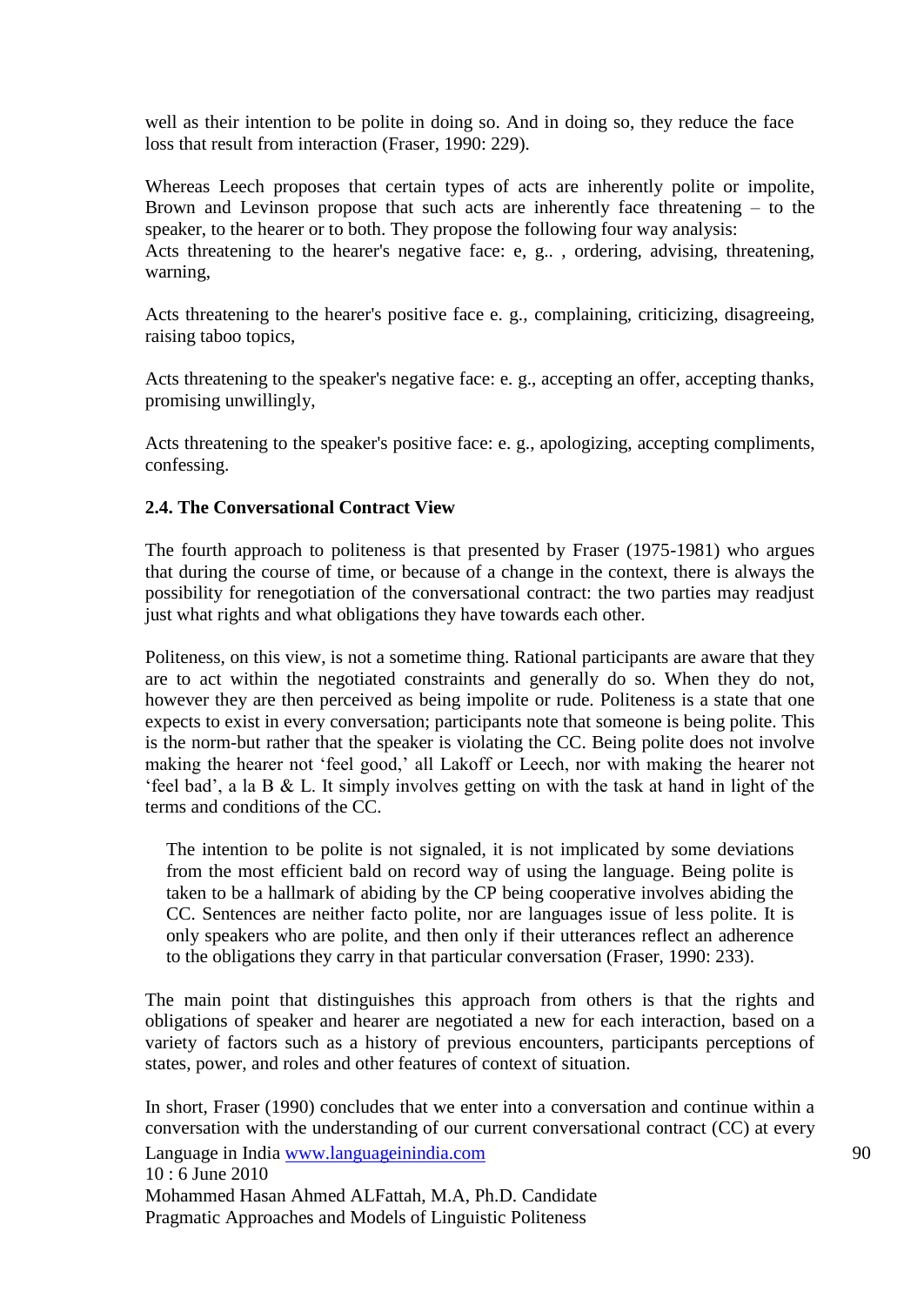well as their intention to be polite in doing so. And in doing so, they reduce the face loss that result from interaction (Fraser, 1990: 229).

Whereas Leech proposes that certain types of acts are inherently polite or impolite, Brown and Levinson propose that such acts are inherently face threatening – to the speaker, to the hearer or to both. They propose the following four way analysis:
Acts threatening to the hearer's negative face: e, g.. , ordering, advising, threatening, warning,

Acts threatening to the hearer's positive face e. g., complaining, criticizing, disagreeing, raising taboo topics,

Acts threatening to the speaker's negative face: e. g., accepting an offer, accepting thanks, promising unwillingly,

Acts threatening to the speaker's positive face: e. g., apologizing, accepting compliments, confessing.

### 2.4. The Conversational Contract View

The fourth approach to politeness is that presented by Fraser (1975-1981) who argues that during the course of time, or because of a change in the context, there is always the possibility for renegotiation of the conversational contract: the two parties may readjust just what rights and what obligations they have towards each other.

Politeness, on this view, is not a sometime thing. Rational participants are aware that they are to act within the negotiated constraints and generally do so. When they do not, however they are then perceived as being impolite or rude. Politeness is a state that one expects to exist in every conversation; participants note that someone is being polite. This is the norm-but rather that the speaker is violating the CC. Being polite does not involve making the hearer not 'feel good,' all Lakoff or Leech, nor with making the hearer not 'feel bad', a la B & L. It simply involves getting on with the task at hand in light of the terms and conditions of the CC.

> The intention to be polite is not signaled, it is not implicated by some deviations from the most efficient bald on record way of using the language. Being polite is taken to be a hallmark of abiding by the CP being cooperative involves abiding the CC. Sentences are neither facto polite, nor are languages issue of less polite. It is only speakers who are polite, and then only if their utterances reflect an adherence to the obligations they carry in that particular conversation (Fraser, 1990: 233).

The main point that distinguishes this approach from others is that the rights and obligations of speaker and hearer are negotiated a new for each interaction, based on a variety of factors such as a history of previous encounters, participants perceptions of states, power, and roles and other features of context of situation.

In short, Fraser (1990) concludes that we enter into a conversation and continue within a conversation with the understanding of our current conversational contract (CC) at every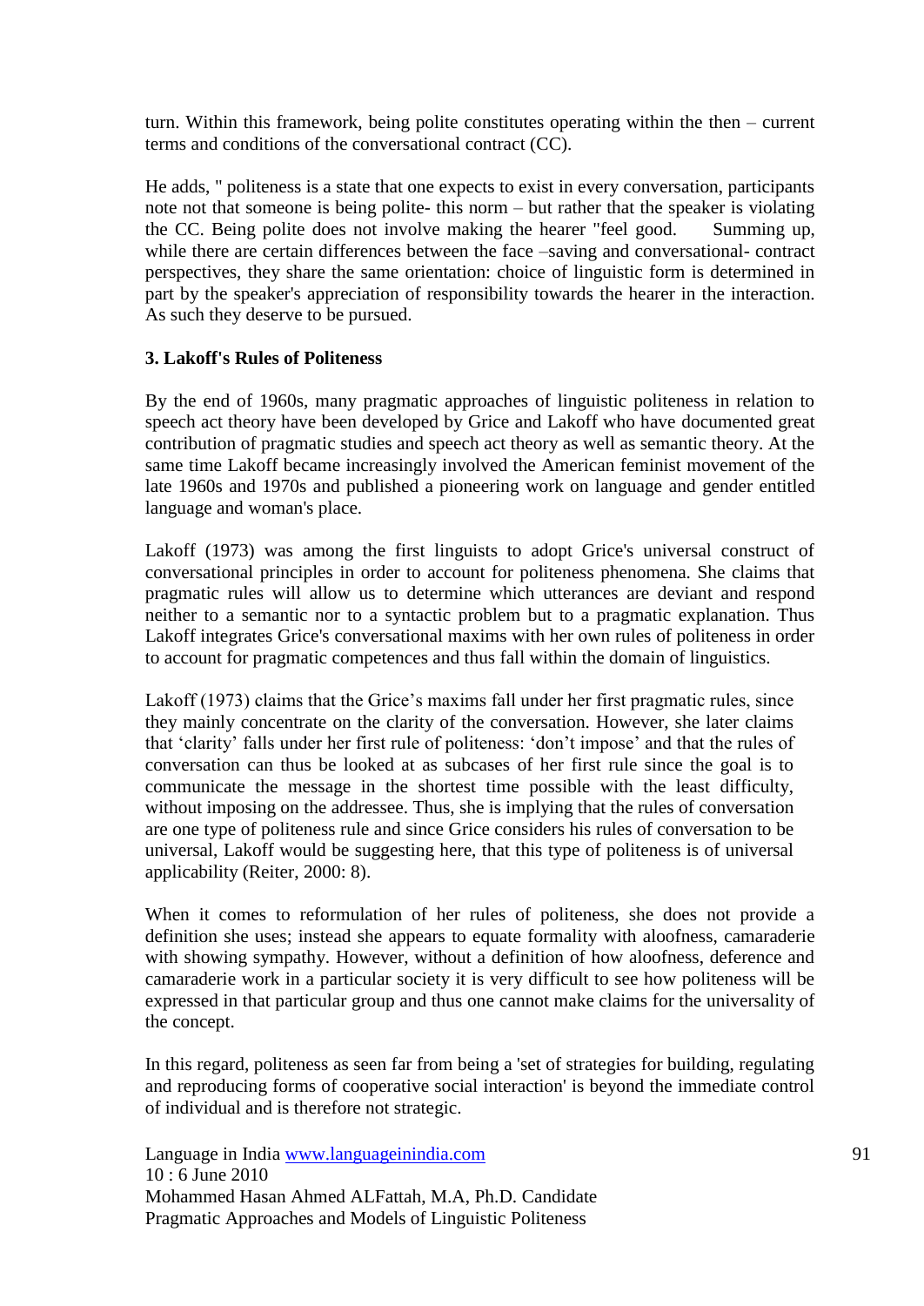turn. Within this framework, being polite constitutes operating within the then – current terms and conditions of the conversational contract (CC).

He adds, " politeness is a state that one expects to exist in every conversation, participants note not that someone is being polite- this norm – but rather that the speaker is violating the CC. Being polite does not involve making the hearer "feel good. Summing up, while there are certain differences between the face –saving and conversational- contract perspectives, they share the same orientation: choice of linguistic form is determined in part by the speaker's appreciation of responsibility towards the hearer in the interaction. As such they deserve to be pursued.

### 3. Lakoff's Rules of Politeness

By the end of 1960s, many pragmatic approaches of linguistic politeness in relation to speech act theory have been developed by Grice and Lakoff who have documented great contribution of pragmatic studies and speech act theory as well as semantic theory. At the same time Lakoff became increasingly involved the American feminist movement of the late 1960s and 1970s and published a pioneering work on language and gender entitled language and woman's place.

Lakoff (1973) was among the first linguists to adopt Grice's universal construct of conversational principles in order to account for politeness phenomena. She claims that pragmatic rules will allow us to determine which utterances are deviant and respond neither to a semantic nor to a syntactic problem but to a pragmatic explanation. Thus Lakoff integrates Grice's conversational maxims with her own rules of politeness in order to account for pragmatic competences and thus fall within the domain of linguistics.

Lakoff (1973) claims that the Grice's maxims fall under her first pragmatic rules, since they mainly concentrate on the clarity of the conversation. However, she later claims that 'clarity' falls under her first rule of politeness: 'don't impose' and that the rules of conversation can thus be looked at as subcases of her first rule since the goal is to communicate the message in the shortest time possible with the least difficulty, without imposing on the addressee. Thus, she is implying that the rules of conversation are one type of politeness rule and since Grice considers his rules of conversation to be universal, Lakoff would be suggesting here, that this type of politeness is of universal applicability (Reiter, 2000: 8).

When it comes to reformulation of her rules of politeness, she does not provide a definition she uses; instead she appears to equate formality with aloofness, camaraderie with showing sympathy. However, without a definition of how aloofness, deference and camaraderie work in a particular society it is very difficult to see how politeness will be expressed in that particular group and thus one cannot make claims for the universality of the concept.

In this regard, politeness as seen far from being a 'set of strategies for building, regulating and reproducing forms of cooperative social interaction' is beyond the immediate control of individual and is therefore not strategic.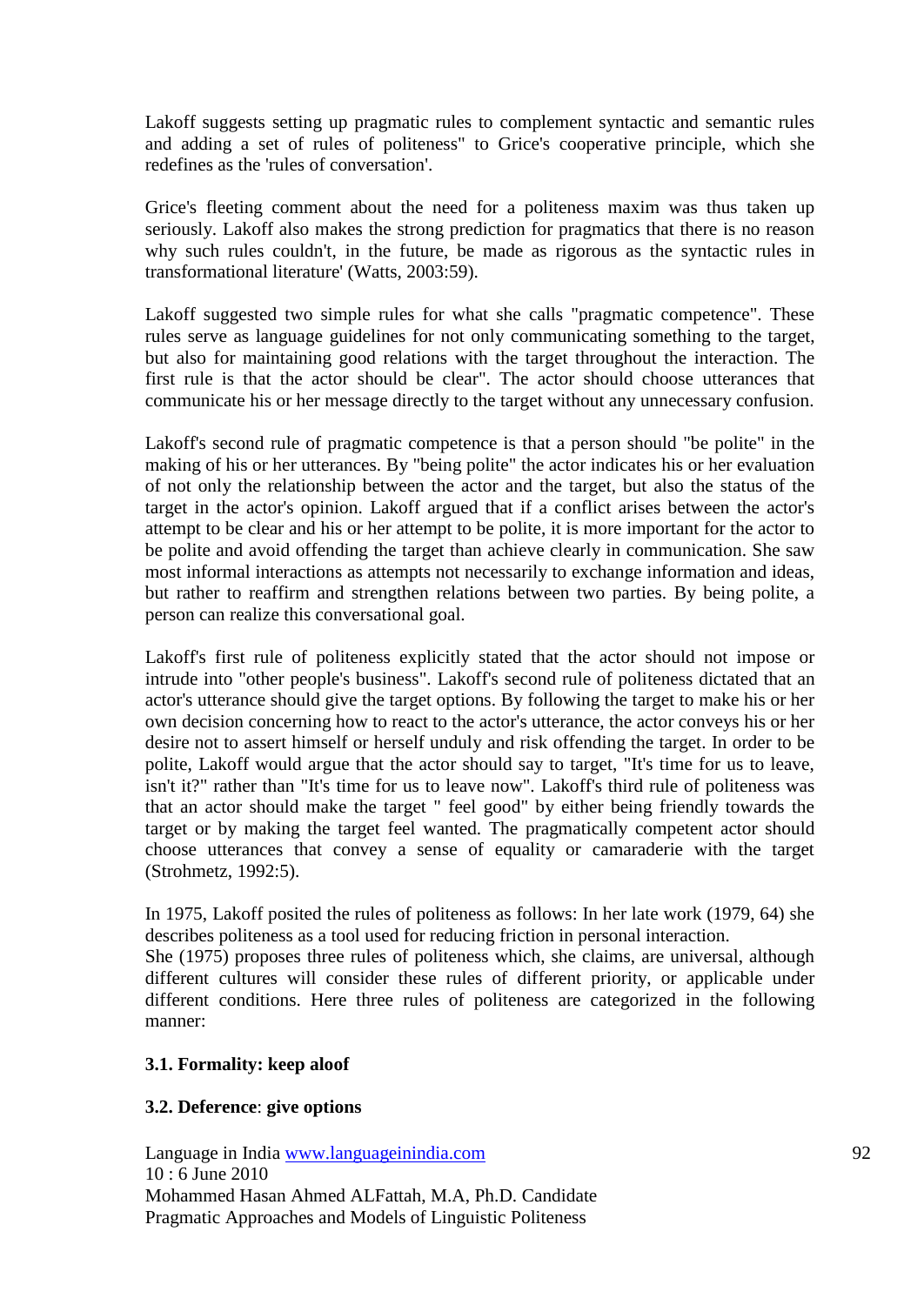Lakoff suggests setting up pragmatic rules to complement syntactic and semantic rules and adding a set of rules of politeness" to Grice's cooperative principle, which she redefines as the 'rules of conversation'.

Grice's fleeting comment about the need for a politeness maxim was thus taken up seriously. Lakoff also makes the strong prediction for pragmatics that there is no reason why such rules couldn't, in the future, be made as rigorous as the syntactic rules in transformational literature' (Watts, 2003:59).

Lakoff suggested two simple rules for what she calls "pragmatic competence". These rules serve as language guidelines for not only communicating something to the target, but also for maintaining good relations with the target throughout the interaction. The first rule is that the actor should be clear". The actor should choose utterances that communicate his or her message directly to the target without any unnecessary confusion.

Lakoff's second rule of pragmatic competence is that a person should "be polite" in the making of his or her utterances. By "being polite" the actor indicates his or her evaluation of not only the relationship between the actor and the target, but also the status of the target in the actor's opinion. Lakoff argued that if a conflict arises between the actor's attempt to be clear and his or her attempt to be polite, it is more important for the actor to be polite and avoid offending the target than achieve clearly in communication. She saw most informal interactions as attempts not necessarily to exchange information and ideas, but rather to reaffirm and strengthen relations between two parties. By being polite, a person can realize this conversational goal.

Lakoff's first rule of politeness explicitly stated that the actor should not impose or intrude into "other people's business". Lakoff's second rule of politeness dictated that an actor's utterance should give the target options. By following the target to make his or her own decision concerning how to react to the actor's utterance, the actor conveys his or her desire not to assert himself or herself unduly and risk offending the target. In order to be polite, Lakoff would argue that the actor should say to target, "It's time for us to leave, isn't it?" rather than "It's time for us to leave now". Lakoff's third rule of politeness was that an actor should make the target " feel good" by either being friendly towards the target or by making the target feel wanted. The pragmatically competent actor should choose utterances that convey a sense of equality or camaraderie with the target (Strohmetz, 1992:5).

In 1975, Lakoff posited the rules of politeness as follows: In her late work (1979, 64) she describes politeness as a tool used for reducing friction in personal interaction.
She (1975) proposes three rules of politeness which, she claims, are universal, although different cultures will consider these rules of different priority, or applicable under different conditions. Here three rules of politeness are categorized in the following manner:

**3.1. Formality: keep aloof**

**3.2. Deference**: **give options**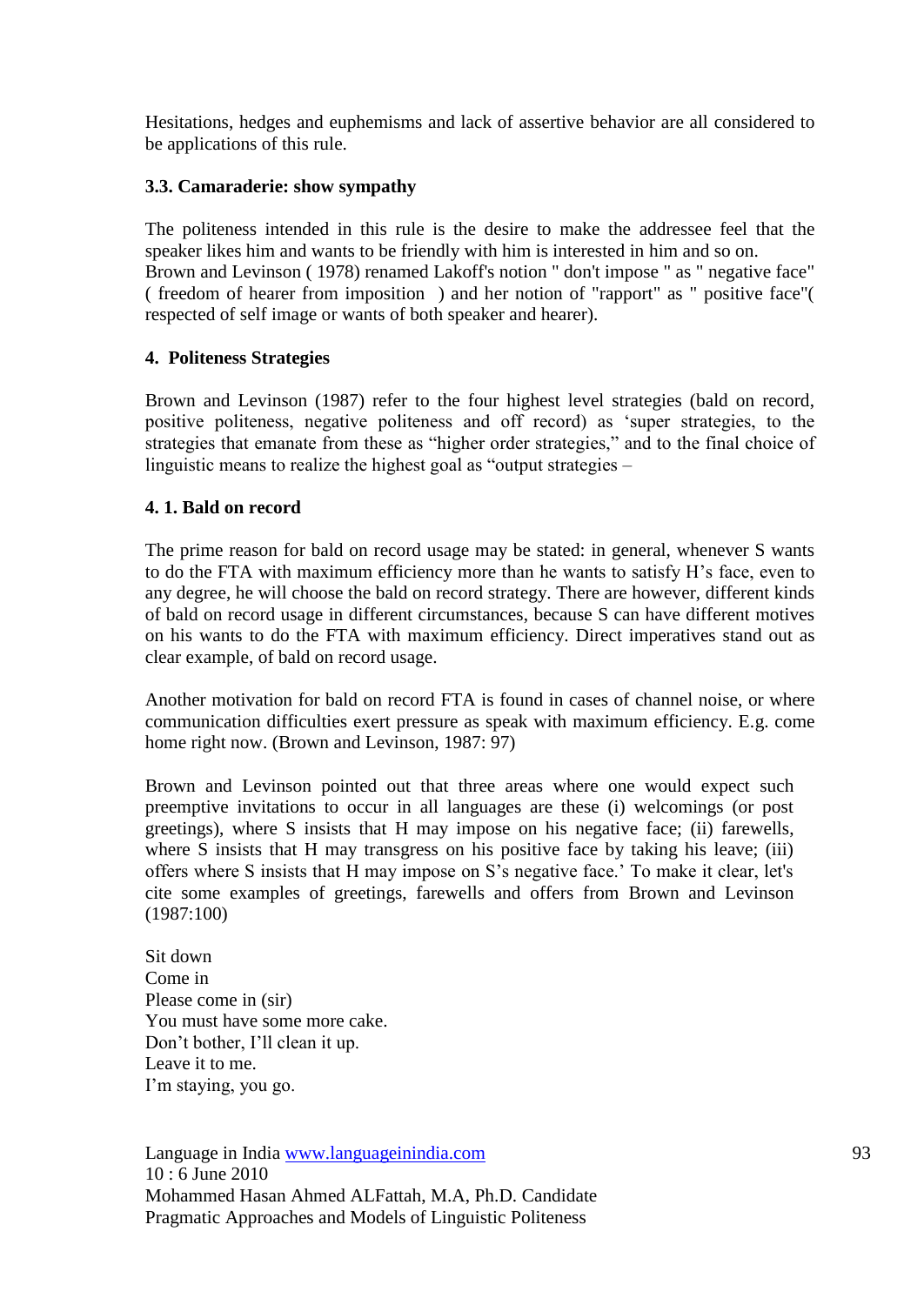Hesitations, hedges and euphemisms and lack of assertive behavior are all considered to be applications of this rule.

### 3.3. Camaraderie: show sympathy

The politeness intended in this rule is the desire to make the addressee feel that the speaker likes him and wants to be friendly with him is interested in him and so on.
Brown and Levinson ( 1978) renamed Lakoff's notion " don't impose " as " negative face" ( freedom of hearer from imposition ) and her notion of "rapport" as " positive face"( respected of self image or wants of both speaker and hearer).

## 4. Politeness Strategies

Brown and Levinson (1987) refer to the four highest level strategies (bald on record, positive politeness, negative politeness and off record) as 'super strategies, to the strategies that emanate from these as "higher order strategies," and to the final choice of linguistic means to realize the highest goal as "output strategies –

### 4. 1. Bald on record

The prime reason for bald on record usage may be stated: in general, whenever S wants to do the FTA with maximum efficiency more than he wants to satisfy H's face, even to any degree, he will choose the bald on record strategy. There are however, different kinds of bald on record usage in different circumstances, because S can have different motives on his wants to do the FTA with maximum efficiency. Direct imperatives stand out as clear example, of bald on record usage.

Another motivation for bald on record FTA is found in cases of channel noise, or where communication difficulties exert pressure as speak with maximum efficiency. E.g. come home right now. (Brown and Levinson, 1987: 97)

Brown and Levinson pointed out that three areas where one would expect such preemptive invitations to occur in all languages are these (i) welcomings (or post greetings), where S insists that H may impose on his negative face; (ii) farewells, where S insists that H may transgress on his positive face by taking his leave; (iii) offers where S insists that H may impose on S's negative face.' To make it clear, let's cite some examples of greetings, farewells and offers from Brown and Levinson (1987:100)

Sit down
Come in
Please come in (sir)
You must have some more cake.
Don't bother, I'll clean it up.
Leave it to me.
I'm staying, you go.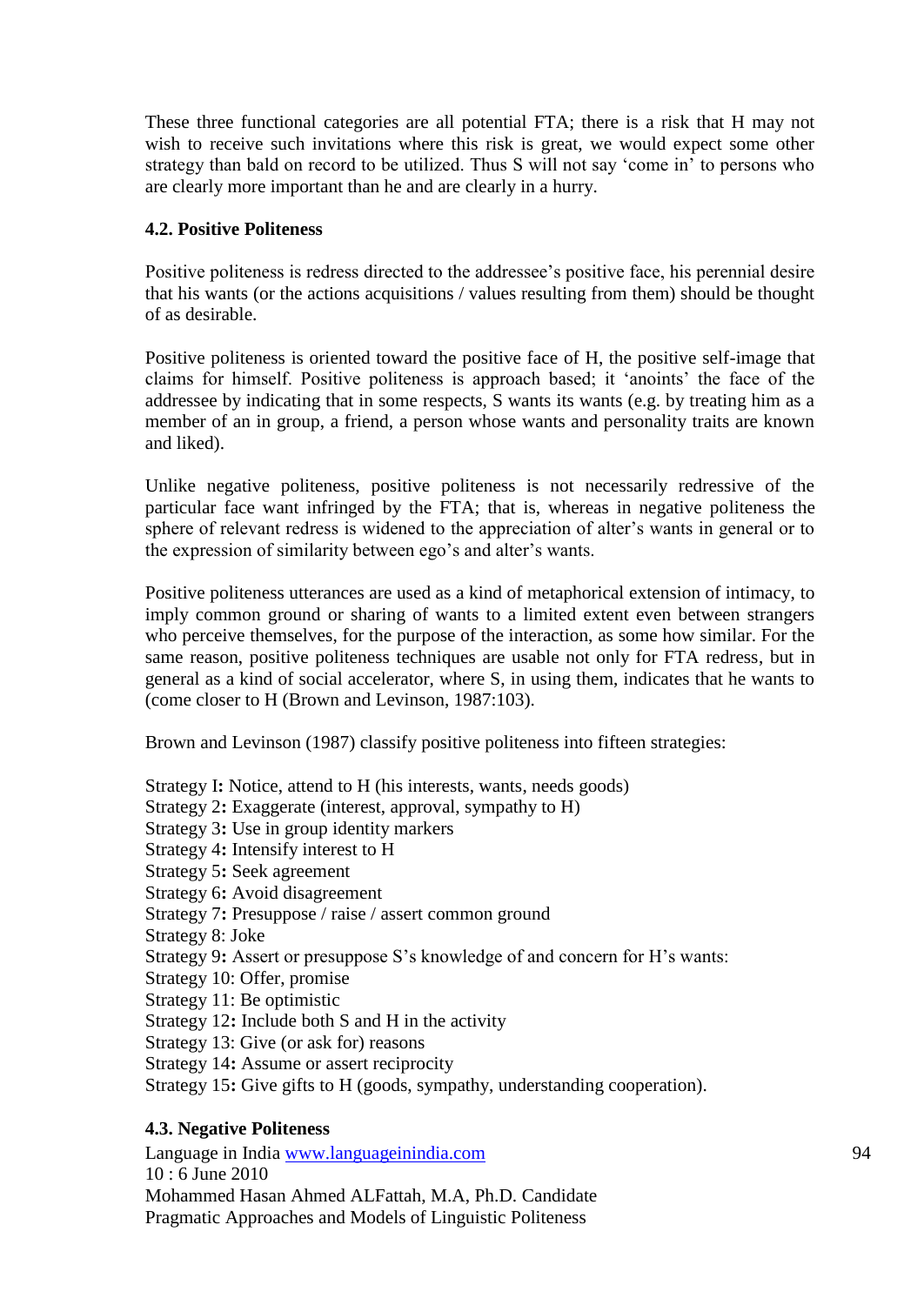These three functional categories are all potential FTA; there is a risk that H may not wish to receive such invitations where this risk is great, we would expect some other strategy than bald on record to be utilized. Thus S will not say 'come in' to persons who are clearly more important than he and are clearly in a hurry.

### 4.2. Positive Politeness

Positive politeness is redress directed to the addressee's positive face, his perennial desire that his wants (or the actions acquisitions / values resulting from them) should be thought of as desirable.

Positive politeness is oriented toward the positive face of H, the positive self-image that claims for himself. Positive politeness is approach based; it 'anoints' the face of the addressee by indicating that in some respects, S wants its wants (e.g. by treating him as a member of an in group, a friend, a person whose wants and personality traits are known and liked).

Unlike negative politeness, positive politeness is not necessarily redressive of the particular face want infringed by the FTA; that is, whereas in negative politeness the sphere of relevant redress is widened to the appreciation of alter's wants in general or to the expression of similarity between ego's and alter's wants.

Positive politeness utterances are used as a kind of metaphorical extension of intimacy, to imply common ground or sharing of wants to a limited extent even between strangers who perceive themselves, for the purpose of the interaction, as some how similar. For the same reason, positive politeness techniques are usable not only for FTA redress, but in general as a kind of social accelerator, where S, in using them, indicates that he wants to (come closer to H (Brown and Levinson, 1987:103).

Brown and Levinson (1987) classify positive politeness into fifteen strategies:

Strategy I**:** Notice, attend to H (his interests, wants, needs goods)
Strategy 2**:** Exaggerate (interest, approval, sympathy to H)
Strategy 3**:** Use in group identity markers
Strategy 4**:** Intensify interest to H
Strategy 5**:** Seek agreement
Strategy 6**:** Avoid disagreement
Strategy 7**:** Presuppose / raise / assert common ground
Strategy 8: Joke
Strategy 9**:** Assert or presuppose S's knowledge of and concern for H's wants:
Strategy 10: Offer, promise
Strategy 11: Be optimistic
Strategy 12**:** Include both S and H in the activity
Strategy 13: Give (or ask for) reasons
Strategy 14**:** Assume or assert reciprocity
Strategy 15**:** Give gifts to H (goods, sympathy, understanding cooperation).

### 4.3. Negative Politeness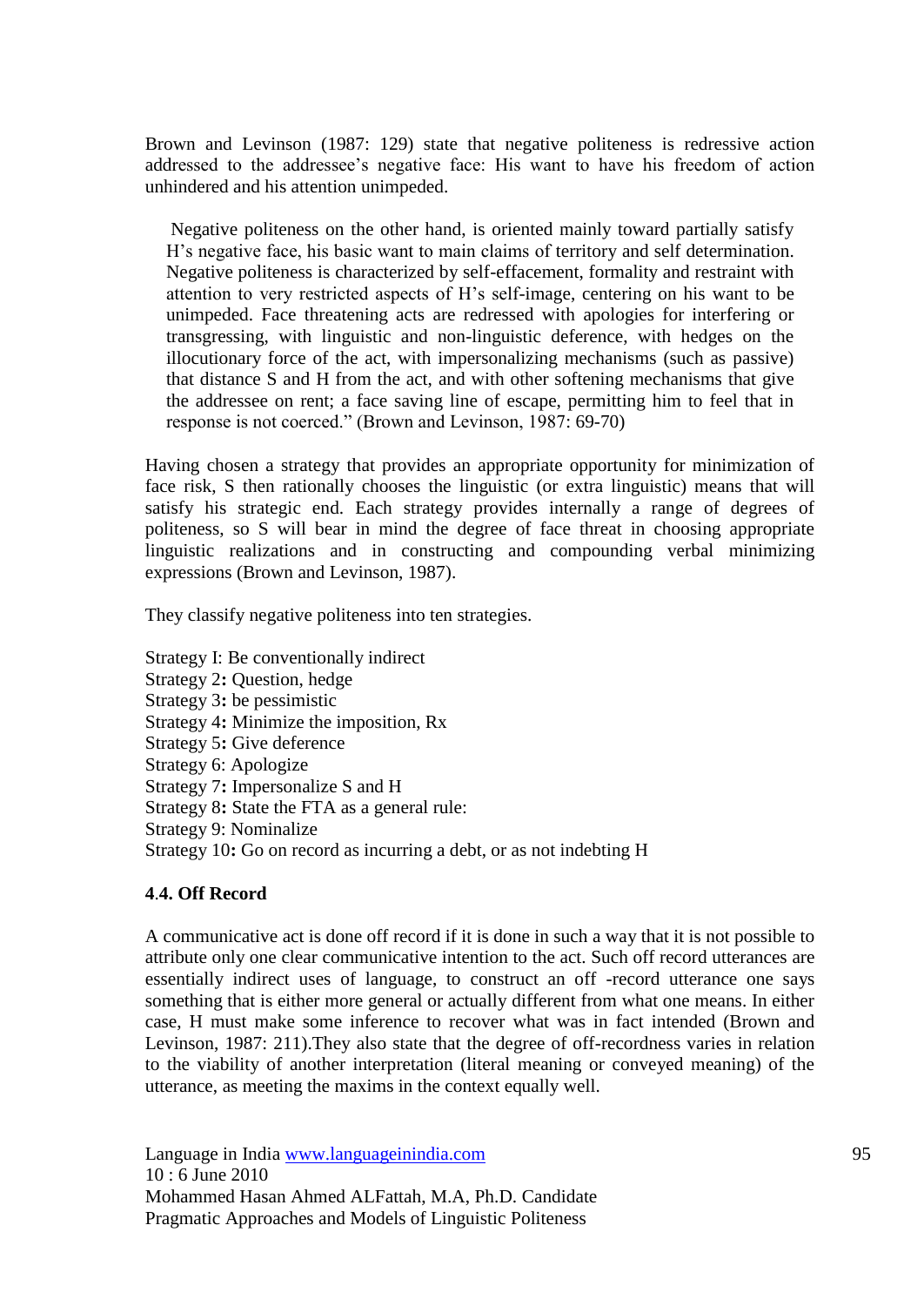Brown and Levinson (1987: 129) state that negative politeness is redressive action addressed to the addressee's negative face: His want to have his freedom of action unhindered and his attention unimpeded.

> Negative politeness on the other hand, is oriented mainly toward partially satisfy H's negative face, his basic want to main claims of territory and self determination. Negative politeness is characterized by self-effacement, formality and restraint with attention to very restricted aspects of H's self-image, centering on his want to be unimpeded. Face threatening acts are redressed with apologies for interfering or transgressing, with linguistic and non-linguistic deference, with hedges on the illocutionary force of the act, with impersonalizing mechanisms (such as passive) that distance S and H from the act, and with other softening mechanisms that give the addressee on rent; a face saving line of escape, permitting him to feel that in response is not coerced." (Brown and Levinson, 1987: 69-70)

Having chosen a strategy that provides an appropriate opportunity for minimization of face risk, S then rationally chooses the linguistic (or extra linguistic) means that will satisfy his strategic end. Each strategy provides internally a range of degrees of politeness, so S will bear in mind the degree of face threat in choosing appropriate linguistic realizations and in constructing and compounding verbal minimizing expressions (Brown and Levinson, 1987).

They classify negative politeness into ten strategies.

Strategy I: Be conventionally indirect  
Strategy 2**:** Question, hedge  
Strategy 3**:** be pessimistic  
Strategy 4**:** Minimize the imposition, Rx  
Strategy 5**:** Give deference  
Strategy 6: Apologize  
Strategy 7**:** Impersonalize S and H  
Strategy 8**:** State the FTA as a general rule:  
Strategy 9: Nominalize  
Strategy 10**:** Go on record as incurring a debt, or as not indebting H

### 4.4. Off Record

A communicative act is done off record if it is done in such a way that it is not possible to attribute only one clear communicative intention to the act. Such off record utterances are essentially indirect uses of language, to construct an off -record utterance one says something that is either more general or actually different from what one means. In either case, H must make some inference to recover what was in fact intended (Brown and Levinson, 1987: 211).They also state that the degree of off-recordness varies in relation to the viability of another interpretation (literal meaning or conveyed meaning) of the utterance, as meeting the maxims in the context equally well.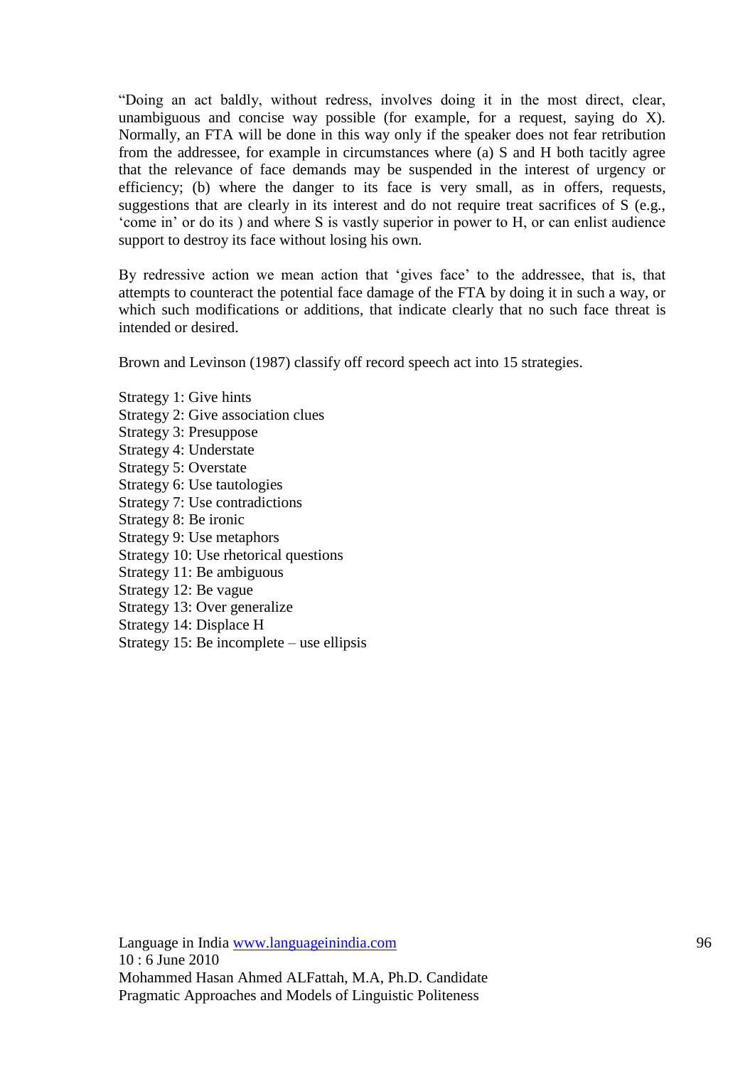“Doing an act baldly, without redress, involves doing it in the most direct, clear, unambiguous and concise way possible (for example, for a request, saying do X). Normally, an FTA will be done in this way only if the speaker does not fear retribution from the addressee, for example in circumstances where (a) S and H both tacitly agree that the relevance of face demands may be suspended in the interest of urgency or efficiency; (b) where the danger to its face is very small, as in offers, requests, suggestions that are clearly in its interest and do not require treat sacrifices of S (e.g., ‘come in’ or do its ) and where S is vastly superior in power to H, or can enlist audience support to destroy its face without losing his own.

By redressive action we mean action that ‘gives face’ to the addressee, that is, that attempts to counteract the potential face damage of the FTA by doing it in such a way, or which such modifications or additions, that indicate clearly that no such face threat is intended or desired.

Brown and Levinson (1987) classify off record speech act into 15 strategies.

Strategy 1: Give hints  
Strategy 2: Give association clues  
Strategy 3: Presuppose  
Strategy 4: Understate  
Strategy 5: Overstate  
Strategy 6: Use tautologies  
Strategy 7: Use contradictions  
Strategy 8: Be ironic  
Strategy 9: Use metaphors  
Strategy 10: Use rhetorical questions  
Strategy 11: Be ambiguous  
Strategy 12: Be vague  
Strategy 13: Over generalize  
Strategy 14: Displace H  
Strategy 15: Be incomplete – use ellipsis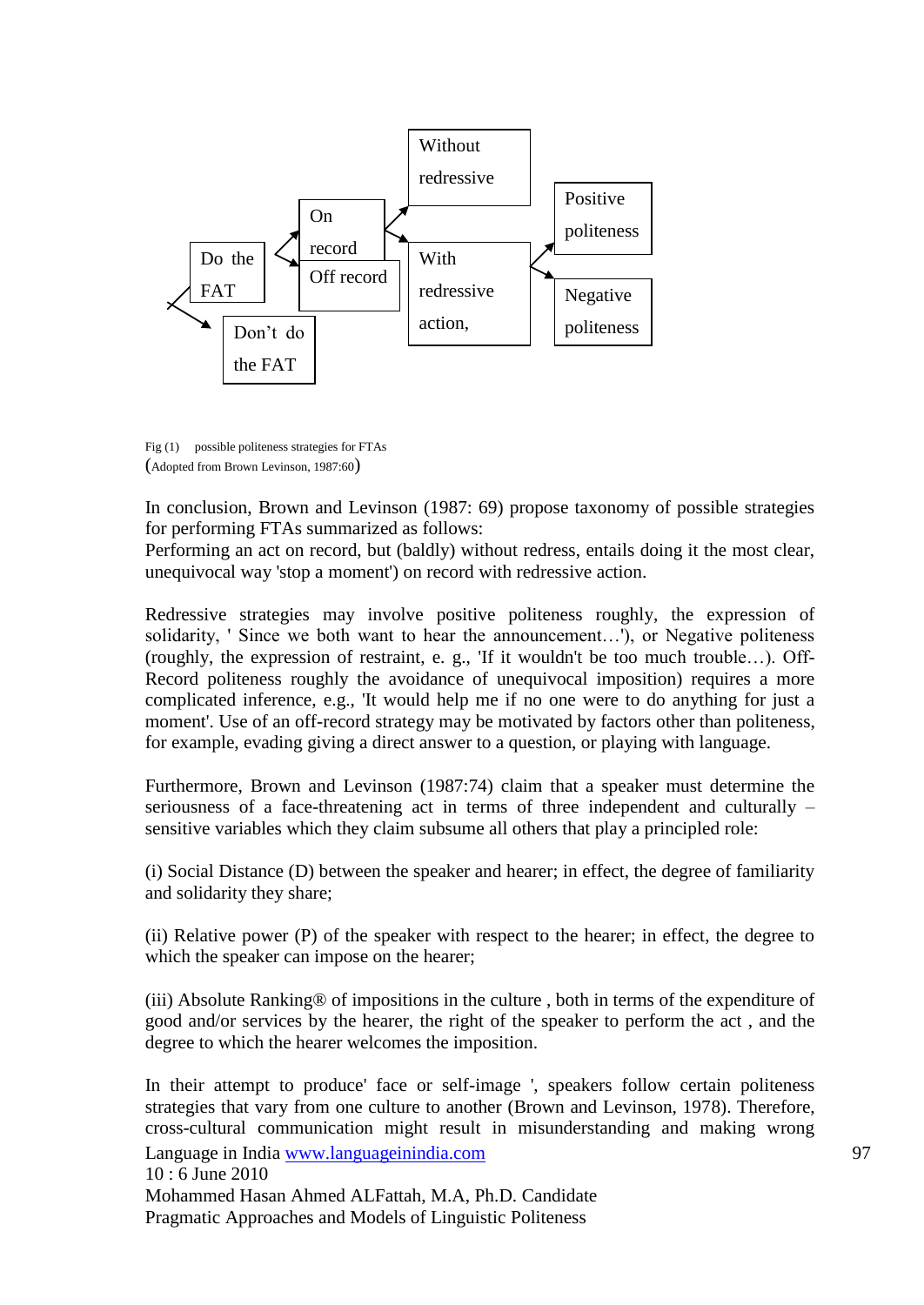Do the FAT → On record / Off record; Don't do the FAT

On record → Without redressive / With redressive action,

With redressive action → Positive politeness / Negative politeness

Fig (1) possible politeness strategies for FTAs
(Adopted from Brown Levinson, 1987:60)

In conclusion, Brown and Levinson (1987: 69) propose taxonomy of possible strategies for performing FTAs summarized as follows:
Performing an act on record, but (baldly) without redress, entails doing it the most clear, unequivocal way 'stop a moment') on record with redressive action.

Redressive strategies may involve positive politeness roughly, the expression of solidarity, ' Since we both want to hear the announcement…'), or Negative politeness (roughly, the expression of restraint, e. g., 'If it wouldn't be too much trouble…). Off-Record politeness roughly the avoidance of unequivocal imposition) requires a more complicated inference, e.g., 'It would help me if no one were to do anything for just a moment'. Use of an off-record strategy may be motivated by factors other than politeness, for example, evading giving a direct answer to a question, or playing with language.

Furthermore, Brown and Levinson (1987:74) claim that a speaker must determine the seriousness of a face-threatening act in terms of three independent and culturally – sensitive variables which they claim subsume all others that play a principled role:

(i) Social Distance (D) between the speaker and hearer; in effect, the degree of familiarity and solidarity they share;

(ii) Relative power (P) of the speaker with respect to the hearer; in effect, the degree to which the speaker can impose on the hearer;

(iii) Absolute Ranking® of impositions in the culture , both in terms of the expenditure of good and/or services by the hearer, the right of the speaker to perform the act , and the degree to which the hearer welcomes the imposition.

In their attempt to produce' face or self-image ', speakers follow certain politeness strategies that vary from one culture to another (Brown and Levinson, 1978). Therefore, cross-cultural communication might result in misunderstanding and making wrong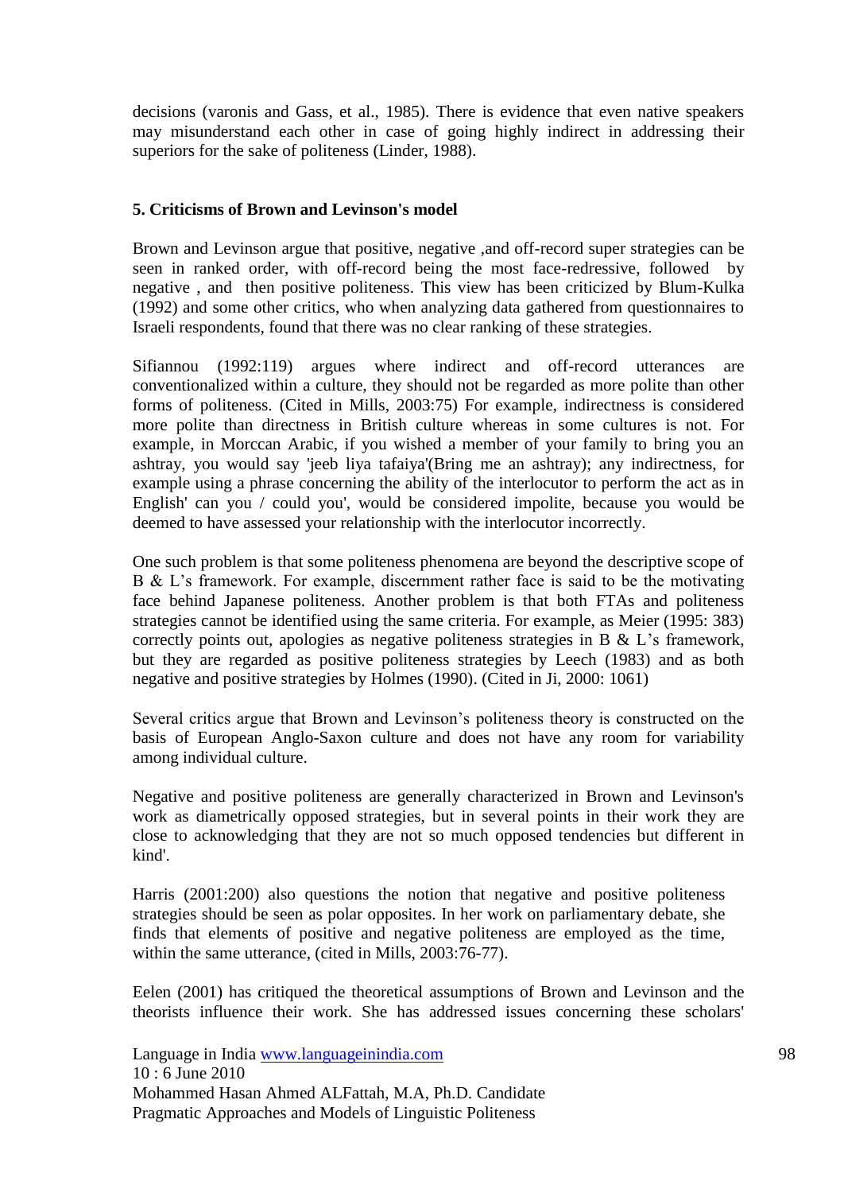decisions (varonis and Gass, et al., 1985). There is evidence that even native speakers may misunderstand each other in case of going highly indirect in addressing their superiors for the sake of politeness (Linder, 1988).

### 5. Criticisms of Brown and Levinson's model

Brown and Levinson argue that positive, negative ,and off-record super strategies can be seen in ranked order, with off-record being the most face-redressive, followed by negative , and then positive politeness. This view has been criticized by Blum-Kulka (1992) and some other critics, who when analyzing data gathered from questionnaires to Israeli respondents, found that there was no clear ranking of these strategies.

Sifiannou (1992:119) argues where indirect and off-record utterances are conventionalized within a culture, they should not be regarded as more polite than other forms of politeness. (Cited in Mills, 2003:75) For example, indirectness is considered more polite than directness in British culture whereas in some cultures is not. For example, in Morccan Arabic, if you wished a member of your family to bring you an ashtray, you would say 'jeeb liya tafaiya'(Bring me an ashtray); any indirectness, for example using a phrase concerning the ability of the interlocutor to perform the act as in English' can you / could you', would be considered impolite, because you would be deemed to have assessed your relationship with the interlocutor incorrectly.

One such problem is that some politeness phenomena are beyond the descriptive scope of B & L's framework. For example, discernment rather face is said to be the motivating face behind Japanese politeness. Another problem is that both FTAs and politeness strategies cannot be identified using the same criteria. For example, as Meier (1995: 383) correctly points out, apologies as negative politeness strategies in B & L's framework, but they are regarded as positive politeness strategies by Leech (1983) and as both negative and positive strategies by Holmes (1990). (Cited in Ji, 2000: 1061)

Several critics argue that Brown and Levinson's politeness theory is constructed on the basis of European Anglo-Saxon culture and does not have any room for variability among individual culture.

Negative and positive politeness are generally characterized in Brown and Levinson's work as diametrically opposed strategies, but in several points in their work they are close to acknowledging that they are not so much opposed tendencies but different in kind'.

Harris (2001:200) also questions the notion that negative and positive politeness strategies should be seen as polar opposites. In her work on parliamentary debate, she finds that elements of positive and negative politeness are employed as the time, within the same utterance, (cited in Mills, 2003:76-77).

Eelen (2001) has critiqued the theoretical assumptions of Brown and Levinson and the theorists influence their work. She has addressed issues concerning these scholars'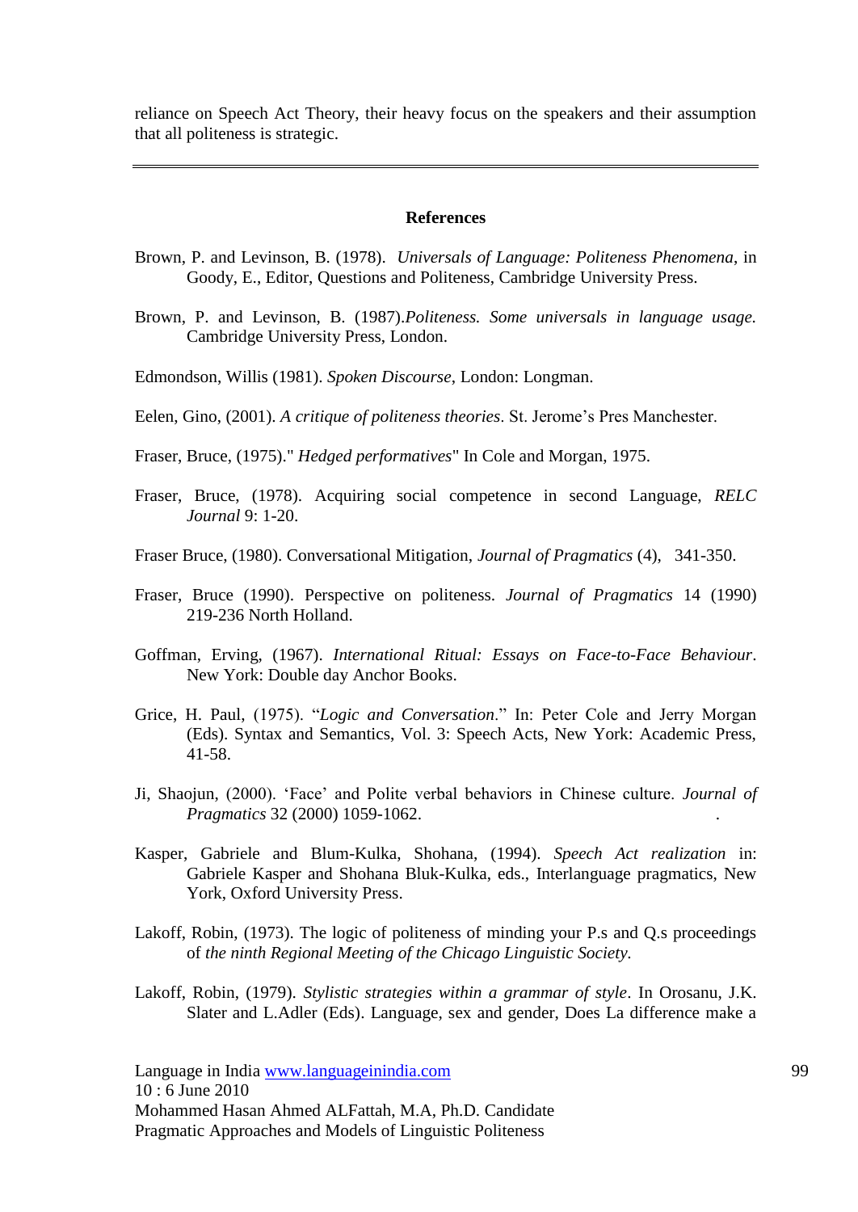reliance on Speech Act Theory, their heavy focus on the speakers and their assumption that all politeness is strategic.

---

**References**

Brown, P. and Levinson, B. (1978). *Universals of Language: Politeness Phenomena*, in Goody, E., Editor, Questions and Politeness, Cambridge University Press.

Brown, P. and Levinson, B. (1987).*Politeness. Some universals in language usage.* Cambridge University Press, London.

Edmondson, Willis (1981). *Spoken Discourse*, London: Longman.

Eelen, Gino, (2001). *A critique of politeness theories*. St. Jerome's Pres Manchester.

Fraser, Bruce, (1975)." *Hedged performatives*" In Cole and Morgan, 1975.

Fraser, Bruce, (1978). Acquiring social competence in second Language, *RELC Journal* 9: 1-20.

Fraser Bruce, (1980). Conversational Mitigation, *Journal of Pragmatics* (4), 341-350.

Fraser, Bruce (1990). Perspective on politeness. *Journal of Pragmatics* 14 (1990) 219-236 North Holland.

Goffman, Erving, (1967). *International Ritual: Essays on Face-to-Face Behaviour*. New York: Double day Anchor Books.

Grice, H. Paul, (1975). "*Logic and Conversation*." In: Peter Cole and Jerry Morgan (Eds). Syntax and Semantics, Vol. 3: Speech Acts, New York: Academic Press, 41-58.

Ji, Shaojun, (2000). 'Face' and Polite verbal behaviors in Chinese culture. *Journal of Pragmatics* 32 (2000) 1059-1062.

Kasper, Gabriele and Blum-Kulka, Shohana, (1994). *Speech Act realization* in: Gabriele Kasper and Shohana Bluk-Kulka, eds., Interlanguage pragmatics, New York, Oxford University Press.

Lakoff, Robin, (1973). The logic of politeness of minding your P.s and Q.s proceedings of *the ninth Regional Meeting of the Chicago Linguistic Society.*

Lakoff, Robin, (1979). *Stylistic strategies within a grammar of style*. In Orosanu, J.K. Slater and L.Adler (Eds). Language, sex and gender, Does La difference make a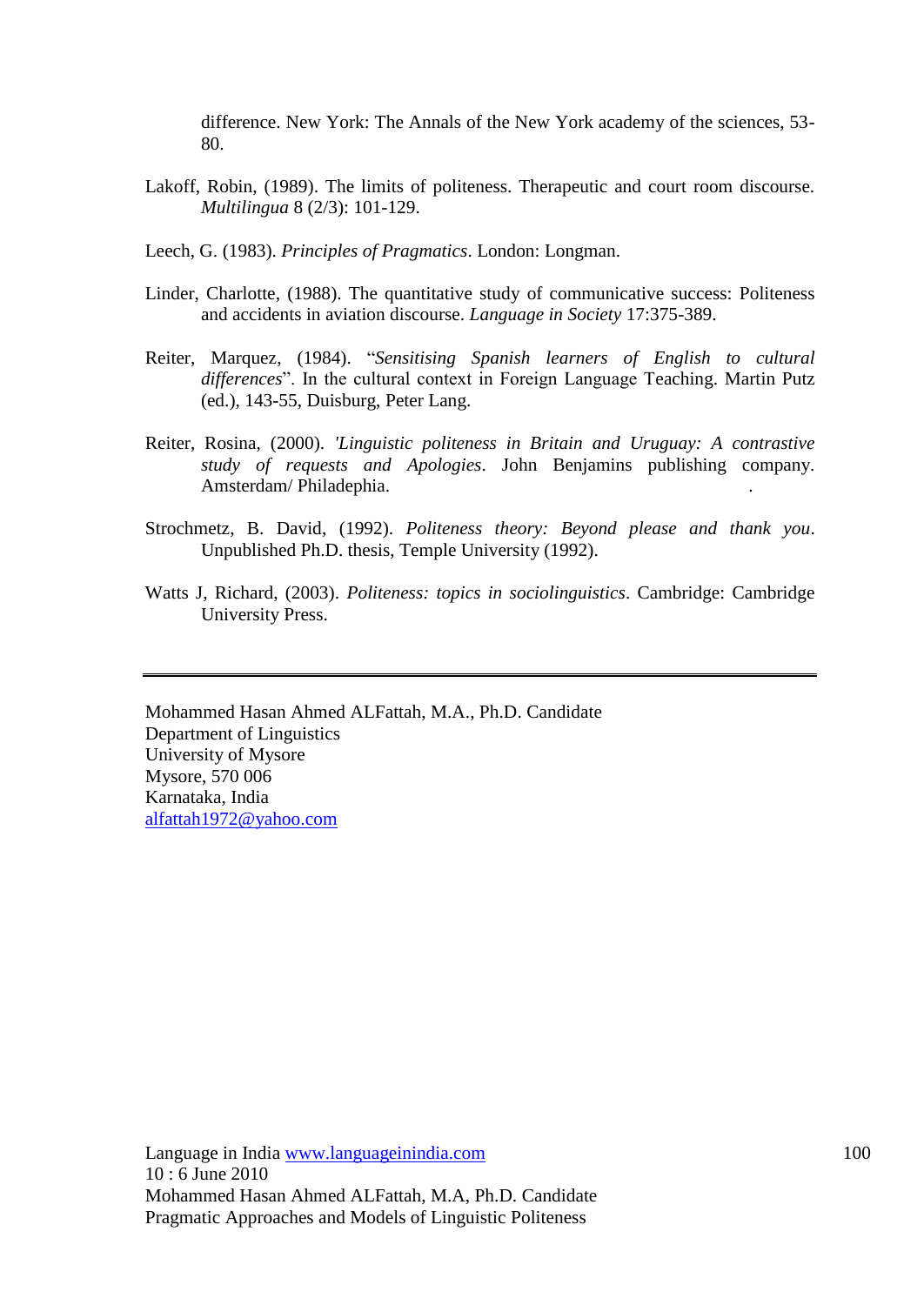difference. New York: The Annals of the New York academy of the sciences, 53-80.

Lakoff, Robin, (1989). The limits of politeness. Therapeutic and court room discourse. *Multilingua* 8 (2/3): 101-129.

Leech, G. (1983). *Principles of Pragmatics*. London: Longman.

Linder, Charlotte, (1988). The quantitative study of communicative success: Politeness and accidents in aviation discourse. *Language in Society* 17:375-389.

Reiter, Marquez, (1984). "*Sensitising Spanish learners of English to cultural differences*". In the cultural context in Foreign Language Teaching. Martin Putz (ed.), 143-55, Duisburg, Peter Lang.

Reiter, Rosina, (2000). *'Linguistic politeness in Britain and Uruguay: A contrastive study of requests and Apologies*. John Benjamins publishing company. Amsterdam/ Philadephia.

Strochmetz, B. David, (1992). *Politeness theory: Beyond please and thank you*. Unpublished Ph.D. thesis, Temple University (1992).

Watts J, Richard, (2003). *Politeness: topics in sociolinguistics*. Cambridge: Cambridge University Press.

---

Mohammed Hasan Ahmed ALFattah, M.A., Ph.D. Candidate
Department of Linguistics
University of Mysore
Mysore, 570 006
Karnataka, India
alfattah1972@yahoo.com